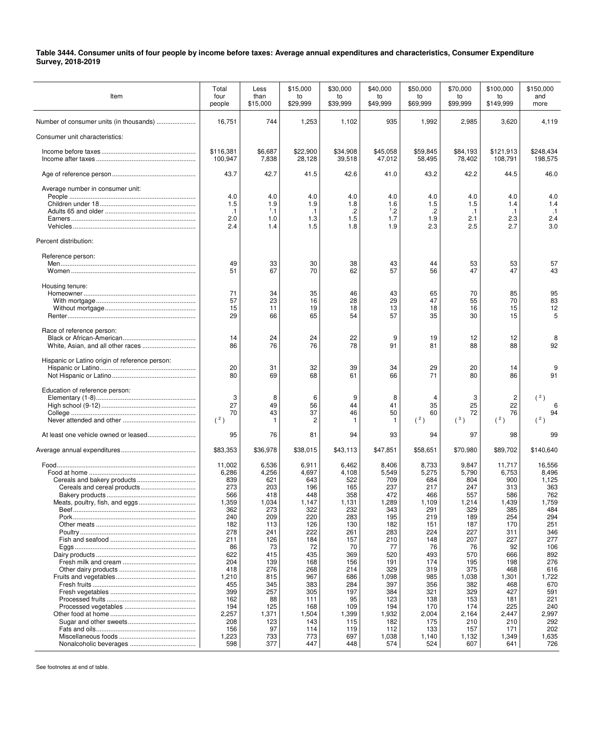**Table 3444. Consumer units of four people by income before taxes: Average annual expenditures and characteristics, Consumer Expenditure Survey, 2018-2019**

| Item | Total four people | Less than $15,000 | $15,000 to $29,999 | $30,000 to $39,999 | $40,000 to $49,999 | $50,000 to $69,999 | $70,000 to $99,999 | $100,000 to $149,999 | $150,000 and more |
|---|---|---|---|---|---|---|---|---|---|
| Number of consumer units (in thousands) | 16,751 | 744 | 1,253 | 1,102 | 935 | 1,992 | 2,985 | 3,620 | 4,119 |
| Consumer unit characteristics: | | | | | | | | | |
| Income before taxes | $116,381 | $6,687 | $22,900 | $34,908 | $45,058 | $59,845 | $84,193 | $121,913 | $248,434 |
| Income after taxes | 100,947 | 7,838 | 28,128 | 39,518 | 47,012 | 58,495 | 78,402 | 108,791 | 198,575 |
| Age of reference person | 43.7 | 42.7 | 41.5 | 42.6 | 41.0 | 43.2 | 42.2 | 44.5 | 46.0 |
| Average number in consumer unit: | | | | | | | | | |
| People | 4.0 | 4.0 | 4.0 | 4.0 | 4.0 | 4.0 | 4.0 | 4.0 | 4.0 |
| Children under 18 | 1.5 | 1.9 | 1.9 | 1.8 | 1.6 | 1.5 | 1.5 | 1.4 | 1.4 |
| Adults 65 and older | .1 | [1].1 | .1 | .2 | [1].2 | .2 | .1 | .1 | .1 |
| Earners | 2.0 | 1.0 | 1.3 | 1.5 | 1.7 | 1.9 | 2.1 | 2.3 | 2.4 |
| Vehicles | 2.4 | 1.4 | 1.5 | 1.8 | 1.9 | 2.3 | 2.5 | 2.7 | 3.0 |
| Percent distribution: | | | | | | | | | |
| Reference person: | | | | | | | | | |
| Men | 49 | 33 | 30 | 38 | 43 | 44 | 53 | 53 | 57 |
| Women | 51 | 67 | 70 | 62 | 57 | 56 | 47 | 47 | 43 |
| Housing tenure: | | | | | | | | | |
| Homeowner | 71 | 34 | 35 | 46 | 43 | 65 | 70 | 85 | 95 |
| With mortgage | 57 | 23 | 16 | 28 | 29 | 47 | 55 | 70 | 83 |
| Without mortgage | 15 | 11 | 19 | 18 | 13 | 18 | 16 | 15 | 12 |
| Renter | 29 | 66 | 65 | 54 | 57 | 35 | 30 | 15 | 5 |
| Race of reference person: | | | | | | | | | |
| Black or African-American | 14 | 24 | 24 | 22 | 9 | 19 | 12 | 12 | 8 |
| White, Asian, and all other races | 86 | 76 | 76 | 78 | 91 | 81 | 88 | 88 | 92 |
| Hispanic or Latino origin of reference person: | | | | | | | | | |
| Hispanic or Latino | 20 | 31 | 32 | 39 | 34 | 29 | 20 | 14 | 9 |
| Not Hispanic or Latino | 80 | 69 | 68 | 61 | 66 | 71 | 80 | 86 | 91 |
| Education of reference person: | | | | | | | | | |
| Elementary (1-8) | 3 | 8 | 6 | 9 | 8 | 4 | 3 | 2 | [2] |
| High school (9-12) | 27 | 49 | 56 | 44 | 41 | 35 | 25 | 22 | 6 |
| College | 70 | 43 | 37 | 46 | 50 | 60 | 72 | 76 | 94 |
| Never attended and other | [2] | 1 | 2 | 1 | 1 | [2] | [3] | [2] | [2] |
| At least one vehicle owned or leased | 95 | 76 | 81 | 94 | 93 | 94 | 97 | 98 | 99 |
| Average annual expenditures | $83,353 | $36,978 | $38,015 | $43,113 | $47,851 | $58,651 | $70,980 | $89,702 | $140,640 |
| Food | 11,002 | 6,536 | 6,911 | 6,462 | 8,406 | 8,733 | 9,847 | 11,717 | 16,556 |
| Food at home | 6,286 | 4,256 | 4,697 | 4,108 | 5,549 | 5,275 | 5,790 | 6,753 | 8,496 |
| Cereals and bakery products | 839 | 621 | 643 | 522 | 709 | 684 | 804 | 900 | 1,125 |
| Cereals and cereal products | 273 | 203 | 196 | 165 | 237 | 217 | 247 | 313 | 363 |
| Bakery products | 566 | 418 | 448 | 358 | 472 | 466 | 557 | 586 | 762 |
| Meats, poultry, fish, and eggs | 1,359 | 1,034 | 1,147 | 1,131 | 1,289 | 1,109 | 1,214 | 1,439 | 1,759 |
| Beef | 362 | 273 | 322 | 232 | 343 | 291 | 329 | 385 | 484 |
| Pork | 240 | 209 | 220 | 283 | 195 | 219 | 189 | 254 | 294 |
| Other meats | 182 | 113 | 126 | 130 | 182 | 151 | 187 | 170 | 251 |
| Poultry | 278 | 241 | 222 | 261 | 283 | 224 | 227 | 311 | 346 |
| Fish and seafood | 211 | 126 | 184 | 157 | 210 | 148 | 207 | 227 | 277 |
| Eggs | 86 | 73 | 72 | 70 | 77 | 76 | 76 | 92 | 106 |
| Dairy products | 622 | 415 | 435 | 369 | 520 | 493 | 570 | 666 | 892 |
| Fresh milk and cream | 204 | 139 | 168 | 156 | 191 | 174 | 195 | 198 | 276 |
| Other dairy products | 418 | 276 | 268 | 214 | 329 | 319 | 375 | 468 | 616 |
| Fruits and vegetables | 1,210 | 815 | 967 | 686 | 1,098 | 985 | 1,038 | 1,301 | 1,722 |
| Fresh fruits | 455 | 345 | 383 | 284 | 397 | 356 | 382 | 468 | 670 |
| Fresh vegetables | 399 | 257 | 305 | 197 | 384 | 321 | 329 | 427 | 591 |
| Processed fruits | 162 | 88 | 111 | 95 | 123 | 138 | 153 | 181 | 221 |
| Processed vegetables | 194 | 125 | 168 | 109 | 194 | 170 | 174 | 225 | 240 |
| Other food at home | 2,257 | 1,371 | 1,504 | 1,399 | 1,932 | 2,004 | 2,164 | 2,447 | 2,997 |
| Sugar and other sweets | 208 | 123 | 143 | 115 | 182 | 175 | 210 | 210 | 292 |
| Fats and oils | 156 | 97 | 114 | 119 | 112 | 133 | 157 | 171 | 202 |
| Miscellaneous foods | 1,223 | 733 | 773 | 697 | 1,038 | 1,140 | 1,132 | 1,349 | 1,635 |
| Nonalcoholic beverages | 598 | 377 | 447 | 448 | 574 | 524 | 607 | 641 | 726 |

See footnotes at end of table.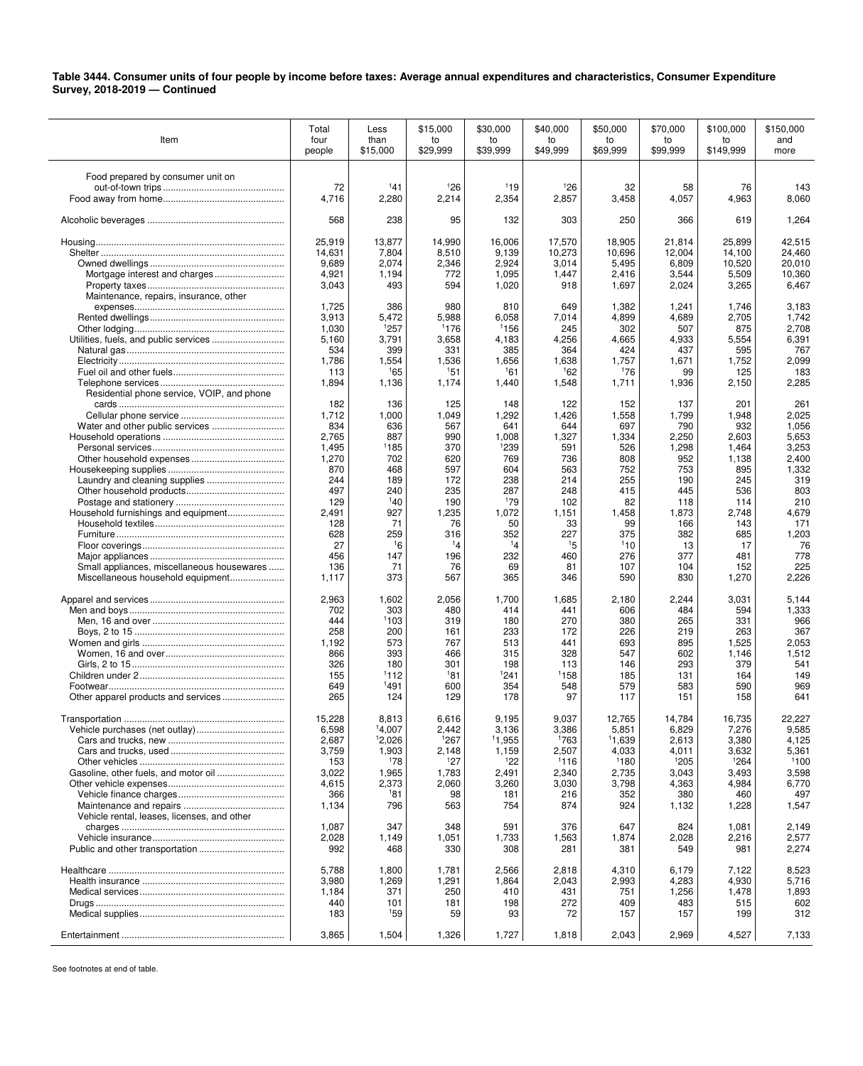**Table 3444. Consumer units of four people by income before taxes: Average annual expenditures and characteristics, Consumer Expenditure Survey, 2018-2019 — Continued**

| Item | Total four people | Less than $15,000 | $15,000 to $29,999 | $30,000 to $39,999 | $40,000 to $49,999 | $50,000 to $69,999 | $70,000 to $99,999 | $100,000 to $149,999 | $150,000 and more |
|---|---|---|---|---|---|---|---|---|---|
| Food prepared by consumer unit on out-of-town trips | 72 | [1]41 | [1]26 | [1]19 | [1]26 | 32 | 58 | 76 | 143 |
| Food away from home | 4,716 | 2,280 | 2,214 | 2,354 | 2,857 | 3,458 | 4,057 | 4,963 | 8,060 |
| Alcoholic beverages | 568 | 238 | 95 | 132 | 303 | 250 | 366 | 619 | 1,264 |
| Housing | 25,919 | 13,877 | 14,990 | 16,006 | 17,570 | 18,905 | 21,814 | 25,899 | 42,515 |
| Shelter | 14,631 | 7,804 | 8,510 | 9,139 | 10,273 | 10,696 | 12,004 | 14,100 | 24,460 |
| Owned dwellings | 9,689 | 2,074 | 2,346 | 2,924 | 3,014 | 5,495 | 6,809 | 10,520 | 20,010 |
| Mortgage interest and charges | 4,921 | 1,194 | 772 | 1,095 | 1,447 | 2,416 | 3,544 | 5,509 | 10,360 |
| Property taxes | 3,043 | 493 | 594 | 1,020 | 918 | 1,697 | 2,024 | 3,265 | 6,467 |
| Maintenance, repairs, insurance, other expenses | 1,725 | 386 | 980 | 810 | 649 | 1,382 | 1,241 | 1,746 | 3,183 |
| Rented dwellings | 3,913 | 5,472 | 5,988 | 6,058 | 7,014 | 4,899 | 4,689 | 2,705 | 1,742 |
| Other lodging | 1,030 | [1]257 | [1]176 | [1]156 | 245 | 302 | 507 | 875 | 2,708 |
| Utilities, fuels, and public services | 5,160 | 3,791 | 3,658 | 4,183 | 4,256 | 4,665 | 4,933 | 5,554 | 6,391 |
| Natural gas | 534 | 399 | 331 | 385 | 364 | 424 | 437 | 595 | 767 |
| Electricity | 1,786 | 1,554 | 1,536 | 1,656 | 1,638 | 1,757 | 1,671 | 1,752 | 2,099 |
| Fuel oil and other fuels | 113 | [1]65 | [1]51 | [1]61 | [1]62 | [1]76 | 99 | 125 | 183 |
| Telephone services | 1,894 | 1,136 | 1,174 | 1,440 | 1,548 | 1,711 | 1,936 | 2,150 | 2,285 |
| Residential phone service, VOIP, and phone cards | 182 | 136 | 125 | 148 | 122 | 152 | 137 | 201 | 261 |
| Cellular phone service | 1,712 | 1,000 | 1,049 | 1,292 | 1,426 | 1,558 | 1,799 | 1,948 | 2,025 |
| Water and other public services | 834 | 636 | 567 | 641 | 644 | 697 | 790 | 932 | 1,056 |
| Household operations | 2,765 | 887 | 990 | 1,008 | 1,327 | 1,334 | 2,250 | 2,603 | 5,653 |
| Personal services | 1,495 | [1]185 | 370 | [1]239 | 591 | 526 | 1,298 | 1,464 | 3,253 |
| Other household expenses | 1,270 | 702 | 620 | 769 | 736 | 808 | 952 | 1,138 | 2,400 |
| Housekeeping supplies | 870 | 468 | 597 | 604 | 563 | 752 | 753 | 895 | 1,332 |
| Laundry and cleaning supplies | 244 | 189 | 172 | 238 | 214 | 255 | 190 | 245 | 319 |
| Other household products | 497 | 240 | 235 | 287 | 248 | 415 | 445 | 536 | 803 |
| Postage and stationery | 129 | [1]40 | 190 | [1]79 | 102 | 82 | 118 | 114 | 210 |
| Household furnishings and equipment | 2,491 | 927 | 1,235 | 1,072 | 1,151 | 1,458 | 1,873 | 2,748 | 4,679 |
| Household textiles | 128 | 71 | 76 | 50 | 33 | 99 | 166 | 143 | 171 |
| Furniture | 628 | 259 | 316 | 352 | 227 | 375 | 382 | 685 | 1,203 |
| Floor coverings | 27 | [1]6 | [1]4 | [1]4 | [1]5 | [1]10 | 13 | 17 | 76 |
| Major appliances | 456 | 147 | 196 | 232 | 460 | 276 | 377 | 481 | 778 |
| Small appliances, miscellaneous housewares | 136 | 71 | 76 | 69 | 81 | 107 | 104 | 152 | 225 |
| Miscellaneous household equipment | 1,117 | 373 | 567 | 365 | 346 | 590 | 830 | 1,270 | 2,226 |
| Apparel and services | 2,963 | 1,602 | 2,056 | 1,700 | 1,685 | 2,180 | 2,244 | 3,031 | 5,144 |
| Men and boys | 702 | 303 | 480 | 414 | 441 | 606 | 484 | 594 | 1,333 |
| Men, 16 and over | 444 | [1]103 | 319 | 180 | 270 | 380 | 265 | 331 | 966 |
| Boys, 2 to 15 | 258 | 200 | 161 | 233 | 172 | 226 | 219 | 263 | 367 |
| Women and girls | 1,192 | 573 | 767 | 513 | 441 | 693 | 895 | 1,525 | 2,053 |
| Women, 16 and over | 866 | 393 | 466 | 315 | 328 | 547 | 602 | 1,146 | 1,512 |
| Girls, 2 to 15 | 326 | 180 | 301 | 198 | 113 | 146 | 293 | 379 | 541 |
| Children under 2 | 155 | [1]112 | [1]81 | [1]241 | [1]158 | 185 | 131 | 164 | 149 |
| Footwear | 649 | [1]491 | 600 | 354 | 548 | 579 | 583 | 590 | 969 |
| Other apparel products and services | 265 | 124 | 129 | 178 | 97 | 117 | 151 | 158 | 641 |
| Transportation | 15,228 | 8,813 | 6,616 | 9,195 | 9,037 | 12,765 | 14,784 | 16,735 | 22,227 |
| Vehicle purchases (net outlay) | 6,598 | [1]4,007 | 2,442 | 3,136 | 3,386 | 5,851 | 6,829 | 7,276 | 9,585 |
| Cars and trucks, new | 2,687 | [1]2,026 | [1]267 | [1]1,955 | [1]763 | [1]1,639 | 2,613 | 3,380 | 4,125 |
| Cars and trucks, used | 3,759 | 1,903 | 2,148 | 1,159 | 2,507 | 4,033 | 4,011 | 3,632 | 5,361 |
| Other vehicles | 153 | [1]78 | [1]27 | [1]22 | [1]116 | [1]180 | [1]205 | [1]264 | [1]100 |
| Gasoline, other fuels, and motor oil | 3,022 | 1,965 | 1,783 | 2,491 | 2,340 | 2,735 | 3,043 | 3,493 | 3,598 |
| Other vehicle expenses | 4,615 | 2,373 | 2,060 | 3,260 | 3,030 | 3,798 | 4,363 | 4,984 | 6,770 |
| Vehicle finance charges | 366 | [1]81 | 98 | 181 | 216 | 352 | 380 | 460 | 497 |
| Maintenance and repairs | 1,134 | 796 | 563 | 754 | 874 | 924 | 1,132 | 1,228 | 1,547 |
| Vehicle rental, leases, licenses, and other charges | 1,087 | 347 | 348 | 591 | 376 | 647 | 824 | 1,081 | 2,149 |
| Vehicle insurance | 2,028 | 1,149 | 1,051 | 1,733 | 1,563 | 1,874 | 2,028 | 2,216 | 2,577 |
| Public and other transportation | 992 | 468 | 330 | 308 | 281 | 381 | 549 | 981 | 2,274 |
| Healthcare | 5,788 | 1,800 | 1,781 | 2,566 | 2,818 | 4,310 | 6,179 | 7,122 | 8,523 |
| Health insurance | 3,980 | 1,269 | 1,291 | 1,864 | 2,043 | 2,993 | 4,283 | 4,930 | 5,716 |
| Medical services | 1,184 | 371 | 250 | 410 | 431 | 751 | 1,256 | 1,478 | 1,893 |
| Drugs | 440 | 101 | 181 | 198 | 272 | 409 | 483 | 515 | 602 |
| Medical supplies | 183 | [1]59 | 59 | 93 | 72 | 157 | 157 | 199 | 312 |
| Entertainment | 3,865 | 1,504 | 1,326 | 1,727 | 1,818 | 2,043 | 2,969 | 4,527 | 7,133 |

See footnotes at end of table.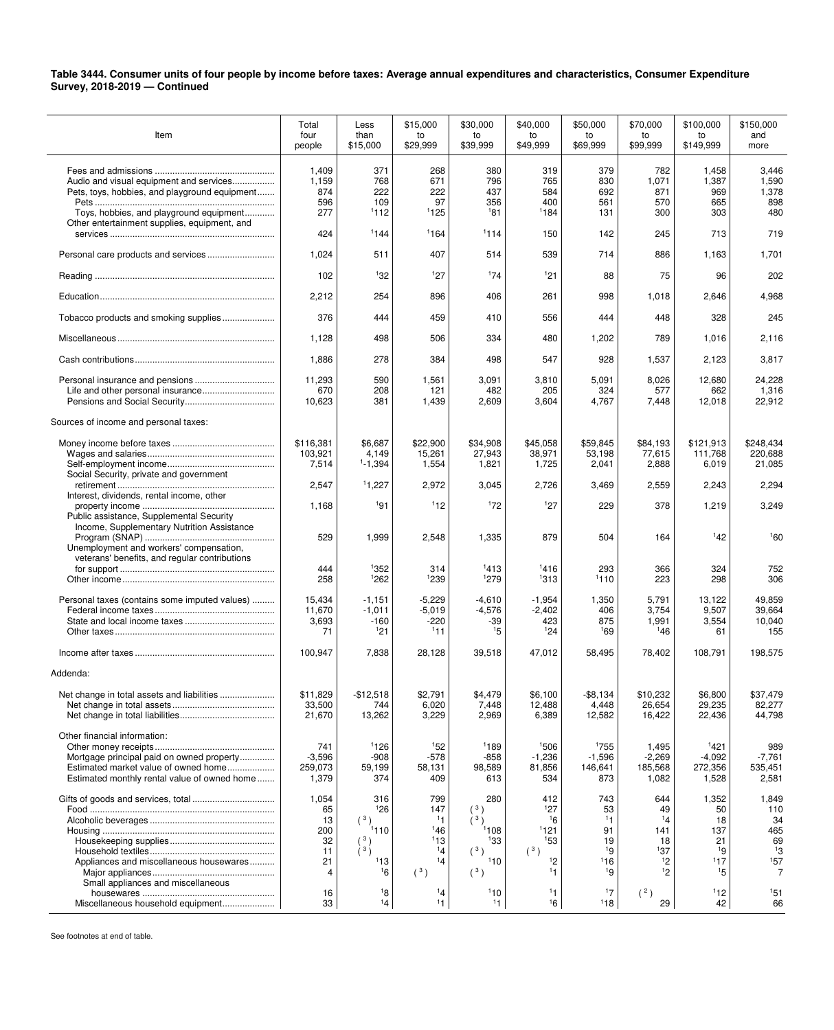**Table 3444. Consumer units of four people by income before taxes: Average annual expenditures and characteristics, Consumer Expenditure Survey, 2018-2019 — Continued**

| Item | Total four people | Less than $15,000 | $15,000 to $29,999 | $30,000 to $39,999 | $40,000 to $49,999 | $50,000 to $69,999 | $70,000 to $99,999 | $100,000 to $149,999 | $150,000 and more |
|---|---|---|---|---|---|---|---|---|---|
| Fees and admissions | 1,409 | 371 | 268 | 380 | 319 | 379 | 782 | 1,458 | 3,446 |
| Audio and visual equipment and services | 1,159 | 768 | 671 | 796 | 765 | 830 | 1,071 | 1,387 | 1,590 |
| Pets, toys, hobbies, and playground equipment | 874 | 222 | 222 | 437 | 584 | 692 | 871 | 969 | 1,378 |
| Pets | 596 | 109 | 97 | 356 | 400 | 561 | 570 | 665 | 898 |
| Toys, hobbies, and playground equipment | 277 | [1]112 | [1]125 | [1]81 | [1]184 | 131 | 300 | 303 | 480 |
| Other entertainment supplies, equipment, and services | 424 | [1]144 | [1]164 | [1]114 | 150 | 142 | 245 | 713 | 719 |
| Personal care products and services | 1,024 | 511 | 407 | 514 | 539 | 714 | 886 | 1,163 | 1,701 |
| Reading | 102 | [1]32 | [1]27 | [1]74 | [1]21 | 88 | 75 | 96 | 202 |
| Education | 2,212 | 254 | 896 | 406 | 261 | 998 | 1,018 | 2,646 | 4,968 |
| Tobacco products and smoking supplies | 376 | 444 | 459 | 410 | 556 | 444 | 448 | 328 | 245 |
| Miscellaneous | 1,128 | 498 | 506 | 334 | 480 | 1,202 | 789 | 1,016 | 2,116 |
| Cash contributions | 1,886 | 278 | 384 | 498 | 547 | 928 | 1,537 | 2,123 | 3,817 |
| Personal insurance and pensions | 11,293 | 590 | 1,561 | 3,091 | 3,810 | 5,091 | 8,026 | 12,680 | 24,228 |
| Life and other personal insurance | 670 | 208 | 121 | 482 | 205 | 324 | 577 | 662 | 1,316 |
| Pensions and Social Security | 10,623 | 381 | 1,439 | 2,609 | 3,604 | 4,767 | 7,448 | 12,018 | 22,912 |
| Sources of income and personal taxes: | | | | | | | | | |
| Money income before taxes | $116,381 | $6,687 | $22,900 | $34,908 | $45,058 | $59,845 | $84,193 | $121,913 | $248,434 |
| Wages and salaries | 103,921 | 4,149 | 15,261 | 27,943 | 38,971 | 53,198 | 77,615 | 111,768 | 220,688 |
| Self-employment income | 7,514 | [1]-1,394 | 1,554 | 1,821 | 1,725 | 2,041 | 2,888 | 6,019 | 21,085 |
| Social Security, private and government retirement | 2,547 | [1]1,227 | 2,972 | 3,045 | 2,726 | 3,469 | 2,559 | 2,243 | 2,294 |
| Interest, dividends, rental income, other property income | 1,168 | [1]91 | [1]12 | [1]72 | [1]27 | 229 | 378 | 1,219 | 3,249 |
| Public assistance, Supplemental Security Income, Supplementary Nutrition Assistance Program (SNAP) | 529 | 1,999 | 2,548 | 1,335 | 879 | 504 | 164 | [1]42 | [1]60 |
| Unemployment and workers' compensation, veterans' benefits, and regular contributions for support | 444 | [1]352 | 314 | [1]413 | [1]416 | 293 | 366 | 324 | 752 |
| Other income | 258 | [1]262 | [1]239 | [1]279 | [1]313 | [1]110 | 223 | 298 | 306 |
| Personal taxes (contains some imputed values) | 15,434 | -1,151 | -5,229 | -4,610 | -1,954 | 1,350 | 5,791 | 13,122 | 49,859 |
| Federal income taxes | 11,670 | -1,011 | -5,019 | -4,576 | -2,402 | 406 | 3,754 | 9,507 | 39,664 |
| State and local income taxes | 3,693 | -160 | -220 | -39 | 423 | 875 | 1,991 | 3,554 | 10,040 |
| Other taxes | 71 | [1]21 | [1]11 | [1]5 | [1]24 | [1]69 | [1]46 | 61 | 155 |
| Income after taxes | 100,947 | 7,838 | 28,128 | 39,518 | 47,012 | 58,495 | 78,402 | 108,791 | 198,575 |
| Addenda: | | | | | | | | | |
| Net change in total assets and liabilities | $11,829 | -$12,518 | $2,791 | $4,479 | $6,100 | -$8,134 | $10,232 | $6,800 | $37,479 |
| Net change in total assets | 33,500 | 744 | 6,020 | 7,448 | 12,488 | 4,448 | 26,654 | 29,235 | 82,277 |
| Net change in total liabilities | 21,670 | 13,262 | 3,229 | 2,969 | 6,389 | 12,582 | 16,422 | 22,436 | 44,798 |
| Other financial information: | | | | | | | | | |
| Other money receipts | 741 | [1]126 | [1]52 | [1]189 | [1]506 | [1]755 | 1,495 | [1]421 | 989 |
| Mortgage principal paid on owned property | -3,596 | -908 | -578 | -858 | -1,236 | -1,596 | -2,269 | -4,092 | -7,761 |
| Estimated market value of owned home | 259,073 | 59,199 | 58,131 | 98,589 | 81,856 | 146,641 | 185,568 | 272,356 | 535,451 |
| Estimated monthly rental value of owned home | 1,379 | 374 | 409 | 613 | 534 | 873 | 1,082 | 1,528 | 2,581 |
| Gifts of goods and services, total | 1,054 | 316 | 799 | 280 | 412 | 743 | 644 | 1,352 | 1,849 |
| Food | 65 | [1]26 | 147 | ([3]) | [1]27 | 53 | 49 | 50 | 110 |
| Alcoholic beverages | 13 | ([3]) | [1]1 | ([3]) | [1]6 | [1]1 | [1]4 | 18 | 34 |
| Housing | 200 | [1]110 | [1]46 | [1]108 | [1]121 | 91 | 141 | 137 | 465 |
| Housekeeping supplies | 32 | ([3]) | [1]13 | [1]33 | [1]53 | 19 | 18 | 21 | 69 |
| Household textiles | 11 | ([3]) | [1]4 | ([3]) | ([3]) | [1]9 | [1]37 | [1]9 | [1]3 |
| Appliances and miscellaneous housewares | 21 | [1]13 | [1]4 | [1]10 | [1]2 | [1]16 | [1]2 | [1]17 | [1]57 |
| Major appliances | 4 | [1]6 | ([3]) | ([3]) | [1]1 | [1]9 | [1]2 | [1]5 | 7 |
| Small appliances and miscellaneous housewares | 16 | [1]8 | [1]4 | [1]10 | [1]1 | [1]7 | ([2]) | [1]12 | [1]51 |
| Miscellaneous household equipment | 33 | [1]4 | [1]1 | [1]1 | [1]6 | [1]18 | 29 | 42 | 66 |

See footnotes at end of table.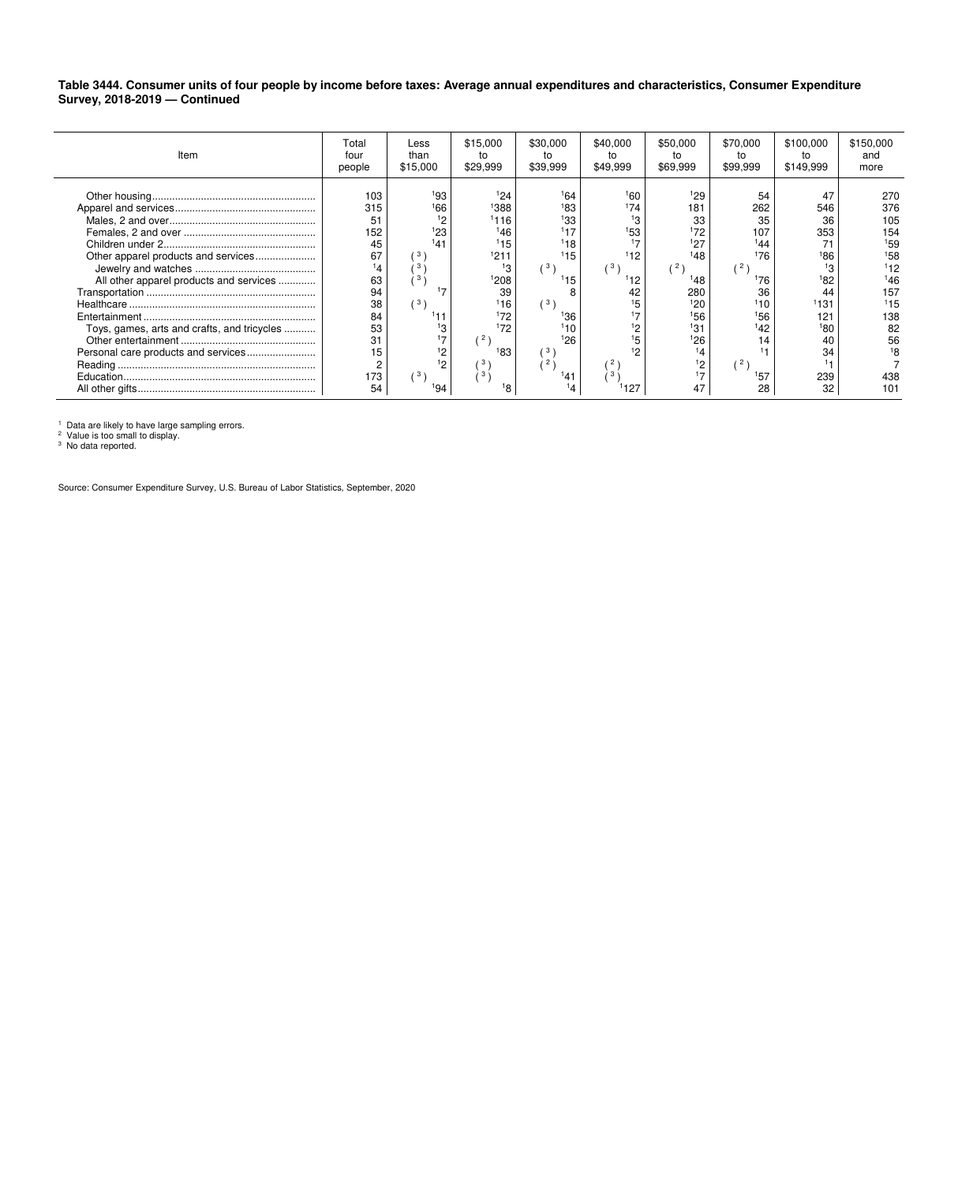**Table 3444. Consumer units of four people by income before taxes: Average annual expenditures and characteristics, Consumer Expenditure Survey, 2018-2019 — Continued**

| Item | Total four people | Less than $15,000 | $15,000 to $29,999 | $30,000 to $39,999 | $40,000 to $49,999 | $50,000 to $69,999 | $70,000 to $99,999 | $100,000 to $149,999 | $150,000 and more |
|---|---|---|---|---|---|---|---|---|---|
| Other housing | 103 | [1]93 | [1]24 | [1]64 | [1]60 | [1]29 | 54 | 47 | 270 |
| Apparel and services | 315 | [1]66 | [1]388 | [1]83 | [1]74 | 181 | 262 | 546 | 376 |
| Males, 2 and over | 51 | [1]2 | [1]116 | [1]33 | [1]3 | 33 | 35 | 36 | 105 |
| Females, 2 and over | 152 | [1]23 | [1]46 | [1]17 | [1]53 | [1]72 | 107 | 353 | 154 |
| Children under 2 | 45 | [1]41 | [1]15 | [1]18 | [1]7 | [1]27 | [1]44 | 71 | [1]59 |
| Other apparel products and services | 67 | ([3]) | [1]211 | [1]15 | [1]12 | [1]48 | [1]76 | [1]86 | [1]58 |
| Jewelry and watches | [1]4 | ([3]) | [1]3 | ([3]) | ([3]) | ([2]) | ([2]) | [1]3 | [1]12 |
| All other apparel products and services | 63 | ([3]) | [1]208 | [1]15 | [1]12 | [1]48 | [1]76 | [1]82 | [1]46 |
| Transportation | 94 | [1]7 | 39 | 8 | 42 | 280 | 36 | 44 | 157 |
| Healthcare | 38 | ([3]) | [1]16 | ([3]) | [1]5 | [1]20 | [1]10 | [1]131 | [1]15 |
| Entertainment | 84 | [1]11 | [1]72 | [1]36 | [1]7 | [1]56 | [1]56 | 121 | 138 |
| Toys, games, arts and crafts, and tricycles | 53 | [1]3 | [1]72 | [1]10 | [1]2 | [1]31 | [1]42 | [1]80 | 82 |
| Other entertainment | 31 | [1]7 | ([2]) | [1]26 | [1]5 | [1]26 | 14 | 40 | 56 |
| Personal care products and services | 15 | [1]2 | [1]83 | ([3]) | [1]2 | [1]4 | [1]1 | 34 | [1]8 |
| Reading | 2 | [1]2 | ([3]) | ([2]) | ([2]) | [1]2 | ([2]) | [1]1 | 7 |
| Education | 173 | ([3]) | ([3]) | [1]41 | ([3]) | [1]7 | [1]57 | 239 | 438 |
| All other gifts | 54 | [1]94 | [1]8 | [1]4 | [1]127 | 47 | 28 | 32 | 101 |

[1] Data are likely to have large sampling errors.
[2] Value is too small to display.
[3] No data reported.

Source: Consumer Expenditure Survey, U.S. Bureau of Labor Statistics, September, 2020